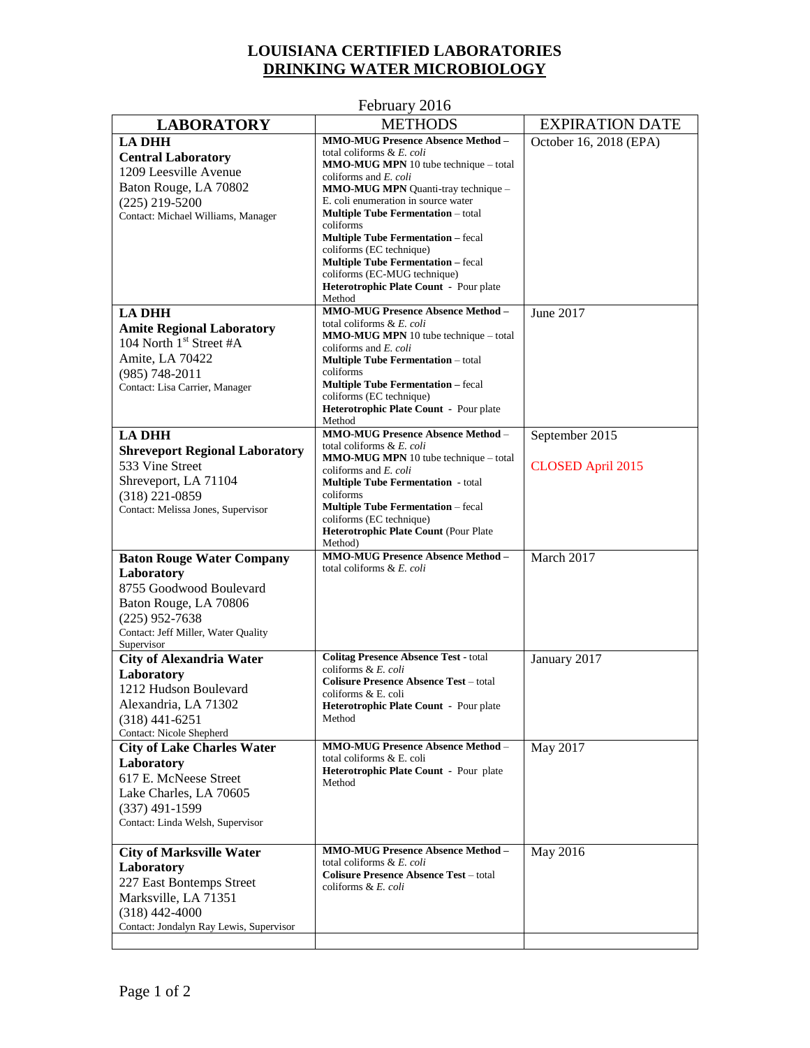# LOUISIANA CERTIFIED LABORATORIES

## DRINKING WATER MICROBIOLOGY

February 2016

| LABORATORY | METHODS | EXPIRATION DATE |
|---|---|---|
| **LA DHH**<br>**Central Laboratory**<br>1209 Leesville Avenue<br>Baton Rouge, LA 70802<br>(225) 219-5200<br>Contact: Michael Williams, Manager | **MMO-MUG Presence Absence Method** – total coliforms & *E. coli*<br>**MMO-MUG MPN** 10 tube technique – total coliforms and *E. coli*<br>**MMO-MUG MPN** Quanti-tray technique – E. coli enumeration in source water<br>**Multiple Tube Fermentation** – total coliforms<br>**Multiple Tube Fermentation** – fecal coliforms (EC technique)<br>**Multiple Tube Fermentation** – fecal coliforms (EC-MUG technique)<br>**Heterotrophic Plate Count** - Pour plate Method | October 16, 2018 (EPA) |
| **LA DHH**<br>**Amite Regional Laboratory**<br>104 North 1st Street #A<br>Amite, LA 70422<br>(985) 748-2011<br>Contact: Lisa Carrier, Manager | **MMO-MUG Presence Absence Method** – total coliforms & *E. coli*<br>**MMO-MUG MPN** 10 tube technique – total coliforms and *E. coli*<br>**Multiple Tube Fermentation** – total coliforms<br>**Multiple Tube Fermentation** – fecal coliforms (EC technique)<br>**Heterotrophic Plate Count** - Pour plate Method | June 2017 |
| **LA DHH**<br>**Shreveport Regional Laboratory**<br>533 Vine Street<br>Shreveport, LA 71104<br>(318) 221-0859<br>Contact: Melissa Jones, Supervisor | **MMO-MUG Presence Absence Method** – total coliforms & *E. coli*<br>**MMO-MUG MPN** 10 tube technique – total coliforms and *E. coli*<br>**Multiple Tube Fermentation** - total coliforms<br>**Multiple Tube Fermentation** – fecal coliforms (EC technique)<br>**Heterotrophic Plate Count** (Pour Plate Method) | September 2015<br><br>CLOSED April 2015 |
| **Baton Rouge Water Company Laboratory**<br>8755 Goodwood Boulevard<br>Baton Rouge, LA 70806<br>(225) 952-7638<br>Contact: Jeff Miller, Water Quality Supervisor | **MMO-MUG Presence Absence Method** – total coliforms & *E. coli* | March 2017 |
| **City of Alexandria Water Laboratory**<br>1212 Hudson Boulevard<br>Alexandria, LA 71302<br>(318) 441-6251<br>Contact: Nicole Shepherd | **Colitag Presence Absence Test** - total coliforms & *E. coli*<br>**Colisure Presence Absence Test** – total coliforms & E. coli<br>**Heterotrophic Plate Count** - Pour plate Method | January 2017 |
| **City of Lake Charles Water Laboratory**<br>617 E. McNeese Street<br>Lake Charles, LA 70605<br>(337) 491-1599<br>Contact: Linda Welsh, Supervisor | **MMO-MUG Presence Absence Method** – total coliforms & E. coli<br>**Heterotrophic Plate Count** - Pour plate Method | May 2017 |
| **City of Marksville Water Laboratory**<br>227 East Bontemps Street<br>Marksville, LA 71351<br>(318) 442-4000<br>Contact: Jondalyn Ray Lewis, Supervisor | **MMO-MUG Presence Absence Method** – total coliforms & *E. coli*<br>**Colisure Presence Absence Test** – total coliforms & *E. coli* | May 2016 |
| | | |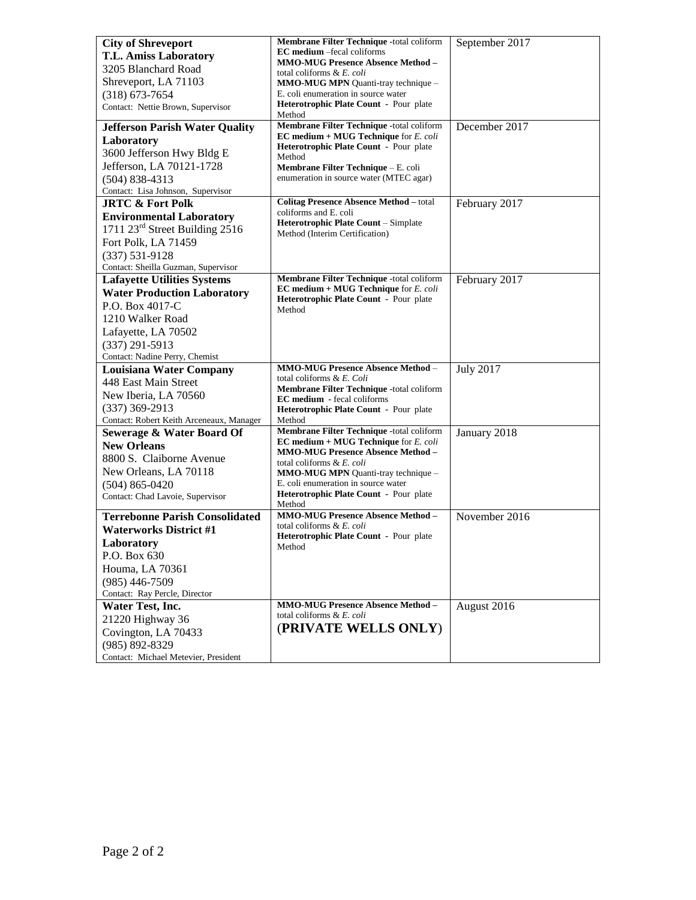| | | |
|---|---|---|
| **City of Shreveport**<br>**T.L. Amiss Laboratory**<br>3205 Blanchard Road<br>Shreveport, LA 71103<br>(318) 673-7654<br>Contact: Nettie Brown, Supervisor | **Membrane Filter Technique** -total coliform<br>**EC medium** –fecal coliforms<br>**MMO-MUG Presence Absence Method –** total coliforms & *E. coli*<br>**MMO-MUG MPN** Quanti-tray technique – E. coli enumeration in source water<br>**Heterotrophic Plate Count** - Pour plate Method | September 2017 |
| **Jefferson Parish Water Quality Laboratory**<br>3600 Jefferson Hwy Bldg E<br>Jefferson, LA 70121-1728<br>(504) 838-4313<br>Contact: Lisa Johnson, Supervisor | **Membrane Filter Technique** -total coliform<br>**EC medium + MUG Technique** for *E. coli*<br>**Heterotrophic Plate Count** - Pour plate Method<br>**Membrane Filter Technique** – E. coli enumeration in source water (MTEC agar) | December 2017 |
| **JRTC & Fort Polk Environmental Laboratory**<br>1711 23rd Street Building 2516<br>Fort Polk, LA 71459<br>(337) 531-9128<br>Contact: Sheilla Guzman, Supervisor | **Colitag Presence Absence Method –** total coliforms and E. coli<br>**Heterotrophic Plate Count** – Simplate Method (Interim Certification) | February 2017 |
| **Lafayette Utilities Systems Water Production Laboratory**<br>P.O. Box 4017-C<br>1210 Walker Road<br>Lafayette, LA 70502<br>(337) 291-5913<br>Contact: Nadine Perry, Chemist | **Membrane Filter Technique** -total coliform<br>**EC medium + MUG Technique** for *E. coli*<br>**Heterotrophic Plate Count** - Pour plate Method | February 2017 |
| **Louisiana Water Company**<br>448 East Main Street<br>New Iberia, LA 70560<br>(337) 369-2913<br>Contact: Robert Keith Arceneaux, Manager | **MMO-MUG Presence Absence Method** – total coliforms & *E. Coli*<br>**Membrane Filter Technique** -total coliform<br>**EC medium** - fecal coliforms<br>**Heterotrophic Plate Count** - Pour plate Method | July 2017 |
| **Sewerage & Water Board Of New Orleans**<br>8800 S. Claiborne Avenue<br>New Orleans, LA 70118<br>(504) 865-0420<br>Contact: Chad Lavoie, Supervisor | **Membrane Filter Technique** -total coliform<br>**EC medium + MUG Technique** for *E. coli*<br>**MMO-MUG Presence Absence Method –** total coliforms & *E. coli*<br>**MMO-MUG MPN** Quanti-tray technique – E. coli enumeration in source water<br>**Heterotrophic Plate Count** - Pour plate Method | January 2018 |
| **Terrebonne Parish Consolidated Waterworks District #1 Laboratory**<br>P.O. Box 630<br>Houma, LA 70361<br>(985) 446-7509<br>Contact: Ray Percle, Director | **MMO-MUG Presence Absence Method –** total coliforms & *E. coli*<br>**Heterotrophic Plate Count** - Pour plate Method | November 2016 |
| **Water Test, Inc.**<br>21220 Highway 36<br>Covington, LA 70433<br>(985) 892-8329<br>Contact: Michael Metevier, President | **MMO-MUG Presence Absence Method –** total coliforms & *E. coli*<br>(**PRIVATE WELLS ONLY**) | August 2016 |